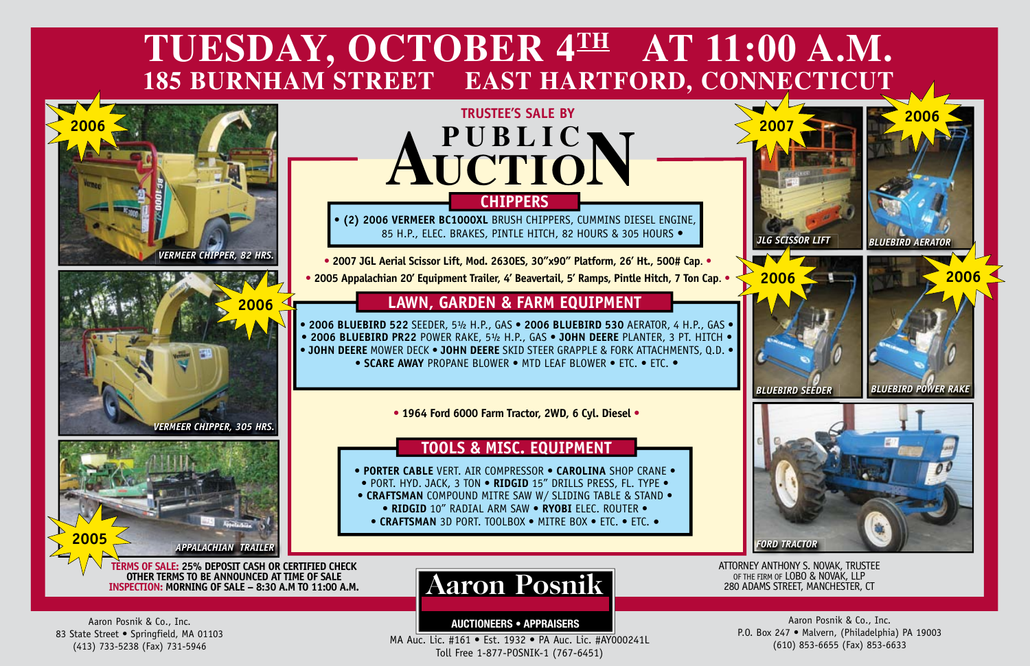# TUESDAY, OCTOBER 4TH AT 11:00 A.M.

## 185 BURNHAM STREET EAST HARTFORD, CONNECTICUT

**TRUSTEE'S SALE BY**

# PUBLIC AUCTION

2006 — VERMEER CHIPPER, 82 HRS.

2006 — VERMEER CHIPPER, 305 HRS.

2005 — APPALACHIAN TRAILER

2007 — JLG SCISSOR LIFT

2006 — BLUEBIRD AERATOR

2006 — BLUEBIRD SEEDER

2006 — BLUEBIRD POWER RAKE

FORD TRACTOR

### CHIPPERS

• (2) **2006 VERMEER BC1000XL** BRUSH CHIPPERS, CUMMINS DIESEL ENGINE, 85 H.P., ELEC. BRAKES, PINTLE HITCH, 82 HOURS & 305 HOURS •

• **2007 JGL Aerial Scissor Lift, Mod. 2630ES, 30"x90" Platform, 26' Ht., 500# Cap.** •

• **2005 Appalachian 20' Equipment Trailer, 4' Beavertail, 5' Ramps, Pintle Hitch, 7 Ton Cap.** •

### LAWN, GARDEN & FARM EQUIPMENT

• **2006 BLUEBIRD 522** SEEDER, 5½ H.P., GAS • **2006 BLUEBIRD 530** AERATOR, 4 H.P., GAS • • **2006 BLUEBIRD PR22** POWER RAKE, 5½ H.P., GAS • **JOHN DEERE** PLANTER, 3 PT. HITCH • • **JOHN DEERE** MOWER DECK • **JOHN DEERE** SKID STEER GRAPPLE & FORK ATTACHMENTS, Q.D. • • **SCARE AWAY** PROPANE BLOWER • MTD LEAF BLOWER • ETC. • ETC. •

• **1964 Ford 6000 Farm Tractor, 2WD, 6 Cyl. Diesel** •

### TOOLS & MISC. EQUIPMENT

• **PORTER CABLE** VERT. AIR COMPRESSOR • **CAROLINA** SHOP CRANE • • PORT. HYD. JACK, 3 TON • **RIDGID** 15" DRILLS PRESS, FL. TYPE • • **CRAFTSMAN** COMPOUND MITRE SAW W/ SLIDING TABLE & STAND • • **RIDGID** 10" RADIAL ARM SAW • **RYOBI** ELEC. ROUTER • • **CRAFTSMAN** 3D PORT. TOOLBOX • MITRE BOX • ETC. • ETC. •

**TERMS OF SALE:** 25% DEPOSIT CASH OR CERTIFIED CHECK
OTHER TERMS TO BE ANNOUNCED AT TIME OF SALE
**INSPECTION:** MORNING OF SALE – 8:30 A.M TO 11:00 A.M.

ATTORNEY ANTHONY S. NOVAK, TRUSTEE
OF THE FIRM OF LOBO & NOVAK, LLP
280 ADAMS STREET, MANCHESTER, CT

**Aaron Posnik**
**AUCTIONEERS • APPRAISERS**

Aaron Posnik & Co., Inc.
83 State Street • Springfield, MA 01103
(413) 733-5238 (Fax) 731-5946

MA Auc. Lic. #161 • Est. 1932 • PA Auc. Lic. #AY000241L
Toll Free 1-877-POSNIK-1 (767-6451)

Aaron Posnik & Co., Inc.
P.O. Box 247 • Malvern, (Philadelphia) PA 19003
(610) 853-6655 (Fax) 853-6633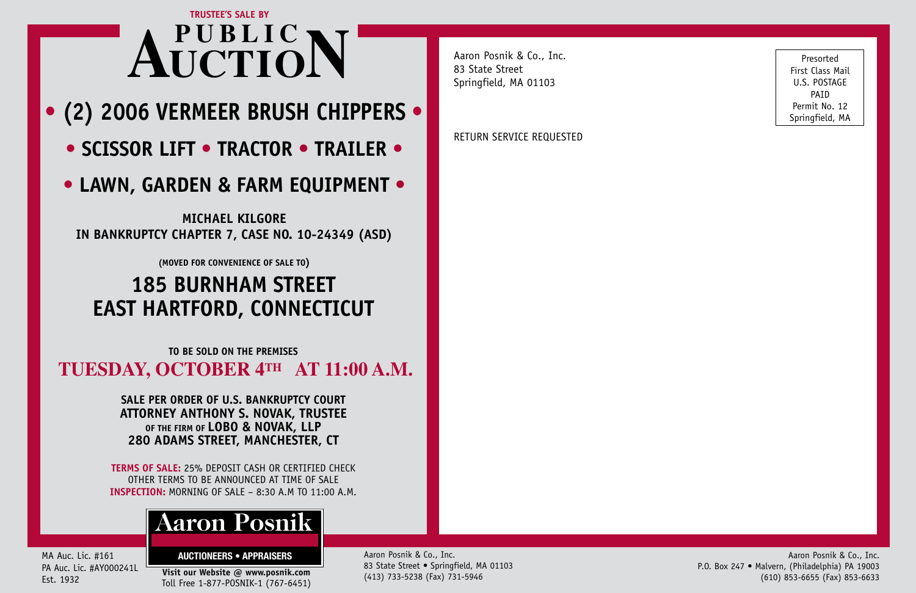TRUSTEE'S SALE BY

# PUBLIC AUCTION

## • (2) 2006 VERMEER BRUSH CHIPPERS •

## • SCISSOR LIFT • TRACTOR • TRAILER •

## • LAWN, GARDEN & FARM EQUIPMENT •

**MICHAEL KILGORE**
**IN BANKRUPTCY CHAPTER 7, CASE NO. 10-24349 (ASD)**

**(MOVED FOR CONVENIENCE OF SALE TO)**

## 185 BURNHAM STREET
## EAST HARTFORD, CONNECTICUT

**TO BE SOLD ON THE PREMISES**

## TUESDAY, OCTOBER 4TH AT 11:00 A.M.

**SALE PER ORDER OF U.S. BANKRUPTCY COURT**
**ATTORNEY ANTHONY S. NOVAK, TRUSTEE**
**OF THE FIRM OF LOBO & NOVAK, LLP**
**280 ADAMS STREET, MANCHESTER, CT**

**TERMS OF SALE:** 25% DEPOSIT CASH OR CERTIFIED CHECK
OTHER TERMS TO BE ANNOUNCED AT TIME OF SALE
**INSPECTION:** MORNING OF SALE – 8:30 A.M TO 11:00 A.M.

**Aaron Posnik**
**AUCTIONEERS • APPRAISERS**

MA Auc. Lic. #161
PA Auc. Lic. #AY000241L
Est. 1932

**Visit our Website @ www.posnik.com**
Toll Free 1-877-POSNIK-1 (767-6451)

Aaron Posnik & Co., Inc.
83 State Street
Springfield, MA 01103

RETURN SERVICE REQUESTED

Presorted
First Class Mail
U.S. POSTAGE
PAID
Permit No. 12
Springfield, MA

Aaron Posnik & Co., Inc.
83 State Street • Springfield, MA 01103
(413) 733-5238 (Fax) 731-5946

Aaron Posnik & Co., Inc.
P.O. Box 247 • Malvern, (Philadelphia) PA 19003
(610) 853-6655 (Fax) 853-6633